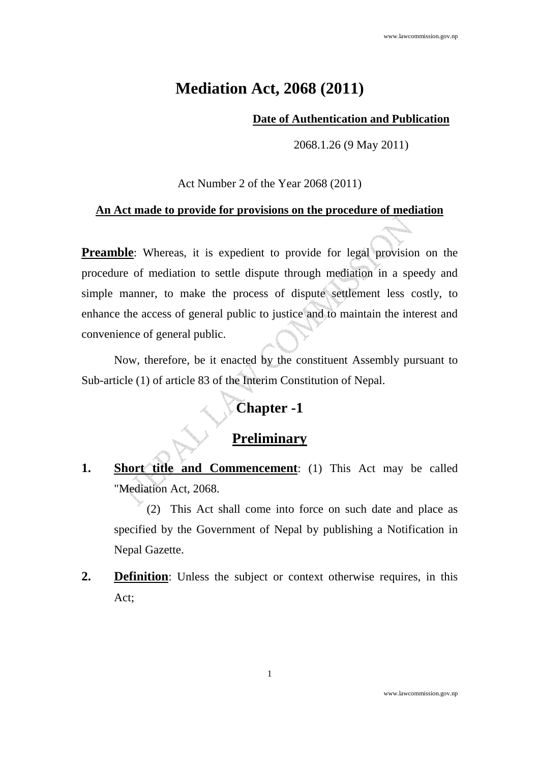# Mediation Act, 2068 (2011)

**Date of Authentication and Publication**

2068.1.26 (9 May 2011)

Act Number 2 of the Year 2068 (2011)

**An Act made to provide for provisions on the procedure of mediation**

**Preamble**: Whereas, it is expedient to provide for legal provision on the procedure of mediation to settle dispute through mediation in a speedy and simple manner, to make the process of dispute settlement less costly, to enhance the access of general public to justice and to maintain the interest and convenience of general public.

Now, therefore, be it enacted by the constituent Assembly pursuant to Sub-article (1) of article 83 of the Interim Constitution of Nepal.

## Chapter -1

## Preliminary

**1. Short title and Commencement**: (1) This Act may be called "Mediation Act, 2068.

(2) This Act shall come into force on such date and place as specified by the Government of Nepal by publishing a Notification in Nepal Gazette.

**2. Definition**: Unless the subject or context otherwise requires, in this Act;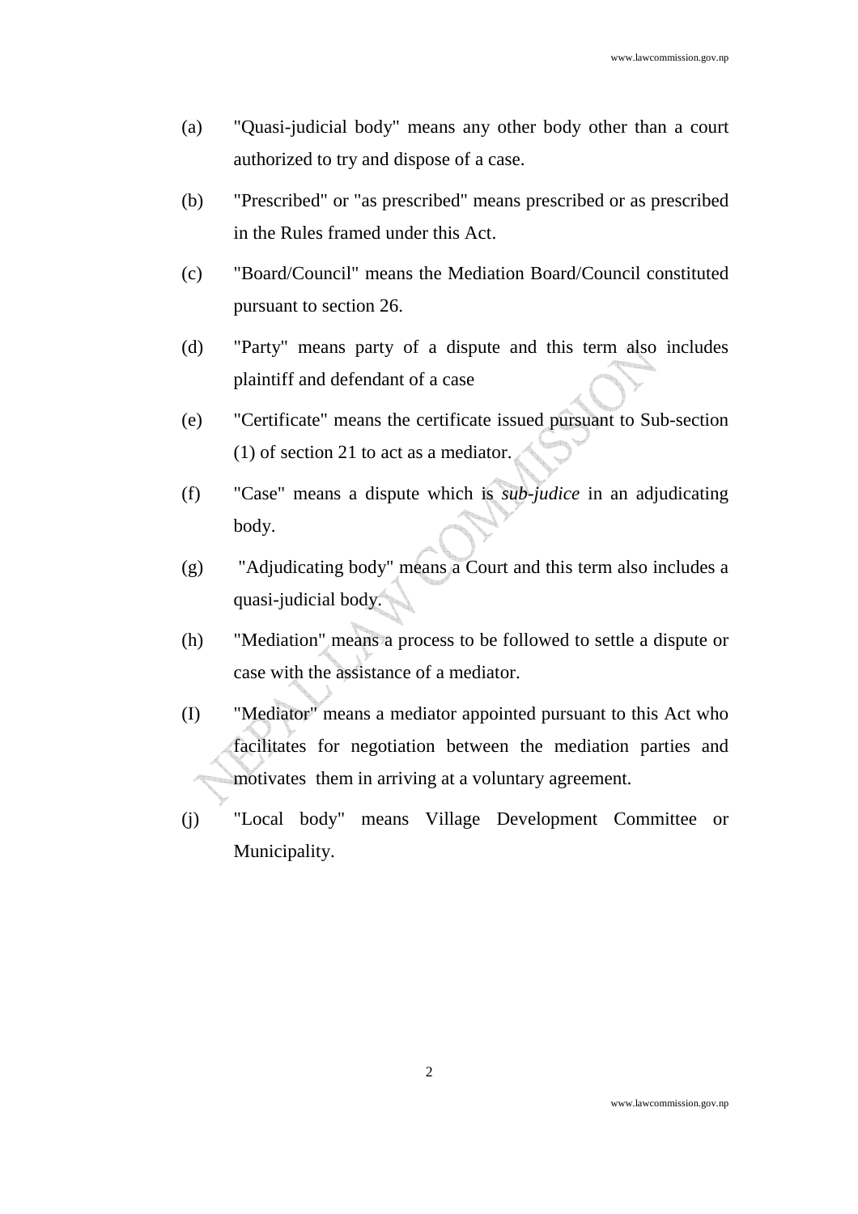(a) "Quasi-judicial body" means any other body other than a court authorized to try and dispose of a case.

(b) "Prescribed" or "as prescribed" means prescribed or as prescribed in the Rules framed under this Act.

(c) "Board/Council" means the Mediation Board/Council constituted pursuant to section 26.

(d) "Party" means party of a dispute and this term also includes plaintiff and defendant of a case

(e) "Certificate" means the certificate issued pursuant to Sub-section (1) of section 21 to act as a mediator.

(f) "Case" means a dispute which is *sub-judice* in an adjudicating body.

(g) "Adjudicating body" means a Court and this term also includes a quasi-judicial body.

(h) "Mediation" means a process to be followed to settle a dispute or case with the assistance of a mediator.

(I) "Mediator" means a mediator appointed pursuant to this Act who facilitates for negotiation between the mediation parties and motivates them in arriving at a voluntary agreement.

(j) "Local body" means Village Development Committee or Municipality.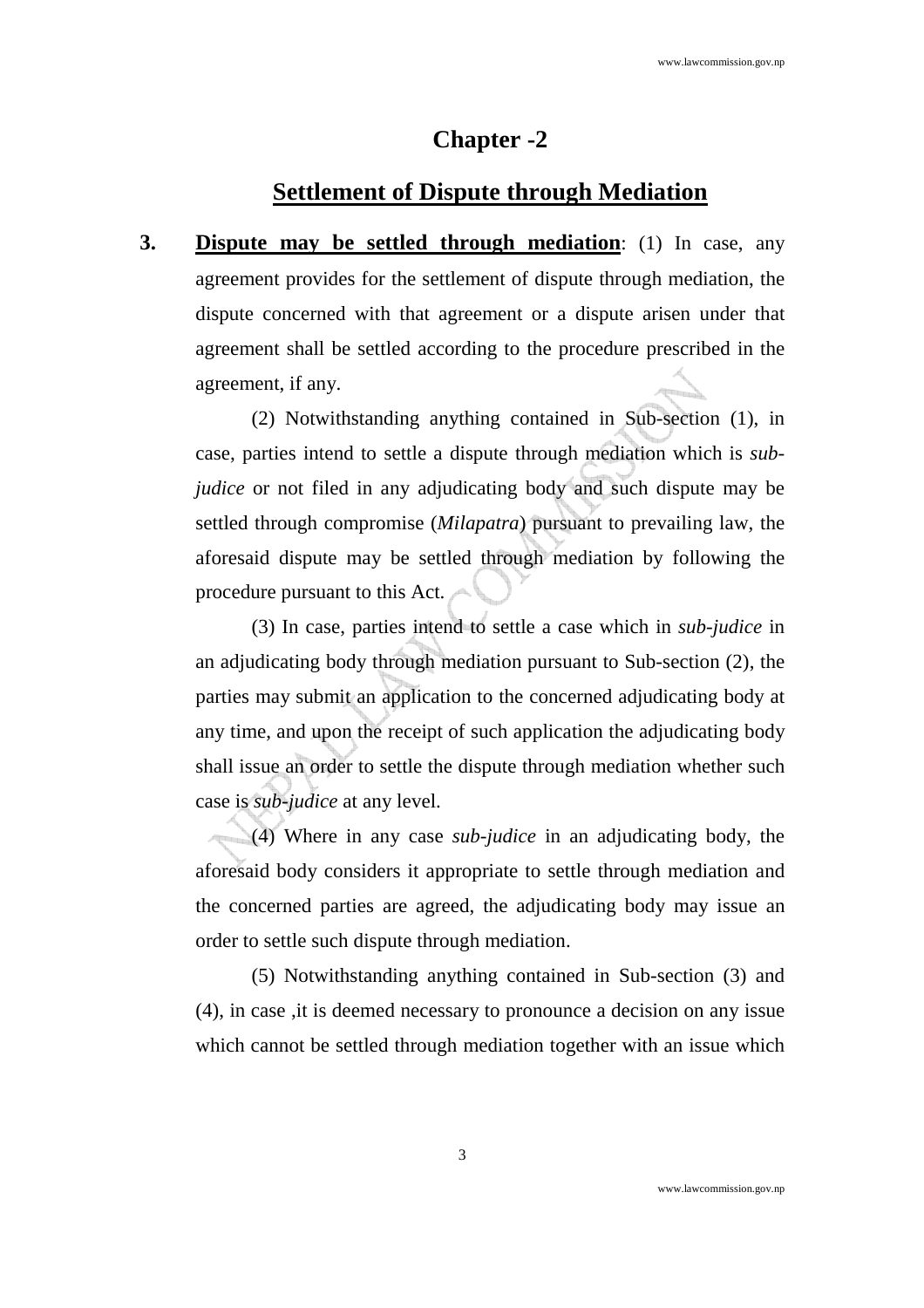## Chapter -2

## Settlement of Dispute through Mediation

**3. Dispute may be settled through mediation**: (1) In case, any agreement provides for the settlement of dispute through mediation, the dispute concerned with that agreement or a dispute arisen under that agreement shall be settled according to the procedure prescribed in the agreement, if any.

(2) Notwithstanding anything contained in Sub-section (1), in case, parties intend to settle a dispute through mediation which is *sub-judice* or not filed in any adjudicating body and such dispute may be settled through compromise (*Milapatra*) pursuant to prevailing law, the aforesaid dispute may be settled through mediation by following the procedure pursuant to this Act.

(3) In case, parties intend to settle a case which in *sub-judice* in an adjudicating body through mediation pursuant to Sub-section (2), the parties may submit an application to the concerned adjudicating body at any time, and upon the receipt of such application the adjudicating body shall issue an order to settle the dispute through mediation whether such case is *sub-judice* at any level.

(4) Where in any case *sub-judice* in an adjudicating body, the aforesaid body considers it appropriate to settle through mediation and the concerned parties are agreed, the adjudicating body may issue an order to settle such dispute through mediation.

(5) Notwithstanding anything contained in Sub-section (3) and (4), in case ,it is deemed necessary to pronounce a decision on any issue which cannot be settled through mediation together with an issue which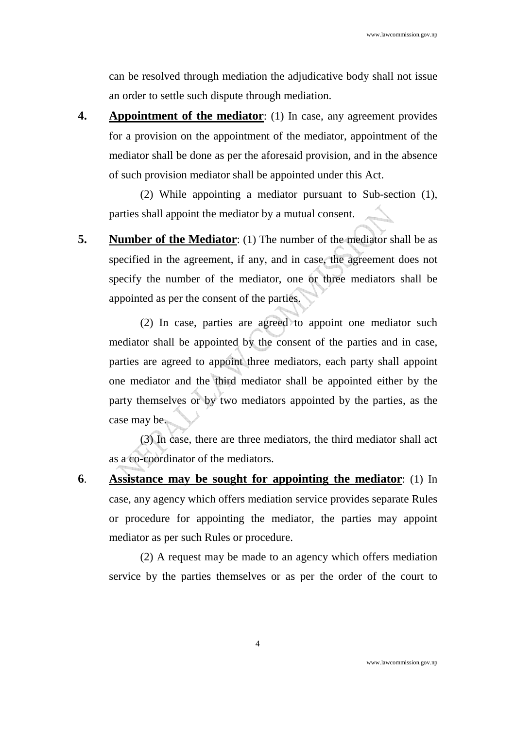can be resolved through mediation the adjudicative body shall not issue an order to settle such dispute through mediation.

**4.** **Appointment of the mediator**: (1) In case, any agreement provides for a provision on the appointment of the mediator, appointment of the mediator shall be done as per the aforesaid provision, and in the absence of such provision mediator shall be appointed under this Act.

(2) While appointing a mediator pursuant to Sub-section (1), parties shall appoint the mediator by a mutual consent.

**5.** **Number of the Mediator**: (1) The number of the mediator shall be as specified in the agreement, if any, and in case, the agreement does not specify the number of the mediator, one or three mediators shall be appointed as per the consent of the parties.

(2) In case, parties are agreed to appoint one mediator such mediator shall be appointed by the consent of the parties and in case, parties are agreed to appoint three mediators, each party shall appoint one mediator and the third mediator shall be appointed either by the party themselves or by two mediators appointed by the parties, as the case may be.

(3) In case, there are three mediators, the third mediator shall act as a co-coordinator of the mediators.

**6**. **Assistance may be sought for appointing the mediator**: (1) In case, any agency which offers mediation service provides separate Rules or procedure for appointing the mediator, the parties may appoint mediator as per such Rules or procedure.

(2) A request may be made to an agency which offers mediation service by the parties themselves or as per the order of the court to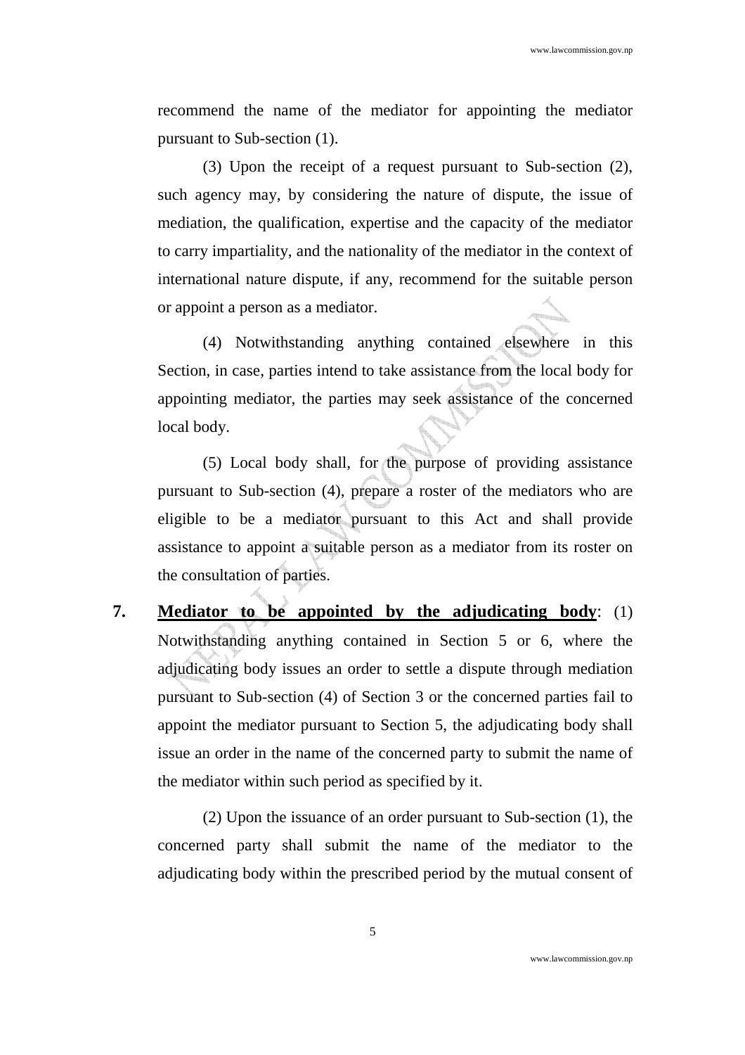recommend the name of the mediator for appointing the mediator pursuant to Sub-section (1).

(3) Upon the receipt of a request pursuant to Sub-section (2), such agency may, by considering the nature of dispute, the issue of mediation, the qualification, expertise and the capacity of the mediator to carry impartiality, and the nationality of the mediator in the context of international nature dispute, if any, recommend for the suitable person or appoint a person as a mediator.

(4) Notwithstanding anything contained elsewhere in this Section, in case, parties intend to take assistance from the local body for appointing mediator, the parties may seek assistance of the concerned local body.

(5) Local body shall, for the purpose of providing assistance pursuant to Sub-section (4), prepare a roster of the mediators who are eligible to be a mediator pursuant to this Act and shall provide assistance to appoint a suitable person as a mediator from its roster on the consultation of parties.

**7. Mediator to be appointed by the adjudicating body**: (1) Notwithstanding anything contained in Section 5 or 6, where the adjudicating body issues an order to settle a dispute through mediation pursuant to Sub-section (4) of Section 3 or the concerned parties fail to appoint the mediator pursuant to Section 5, the adjudicating body shall issue an order in the name of the concerned party to submit the name of the mediator within such period as specified by it.

(2) Upon the issuance of an order pursuant to Sub-section (1), the concerned party shall submit the name of the mediator to the adjudicating body within the prescribed period by the mutual consent of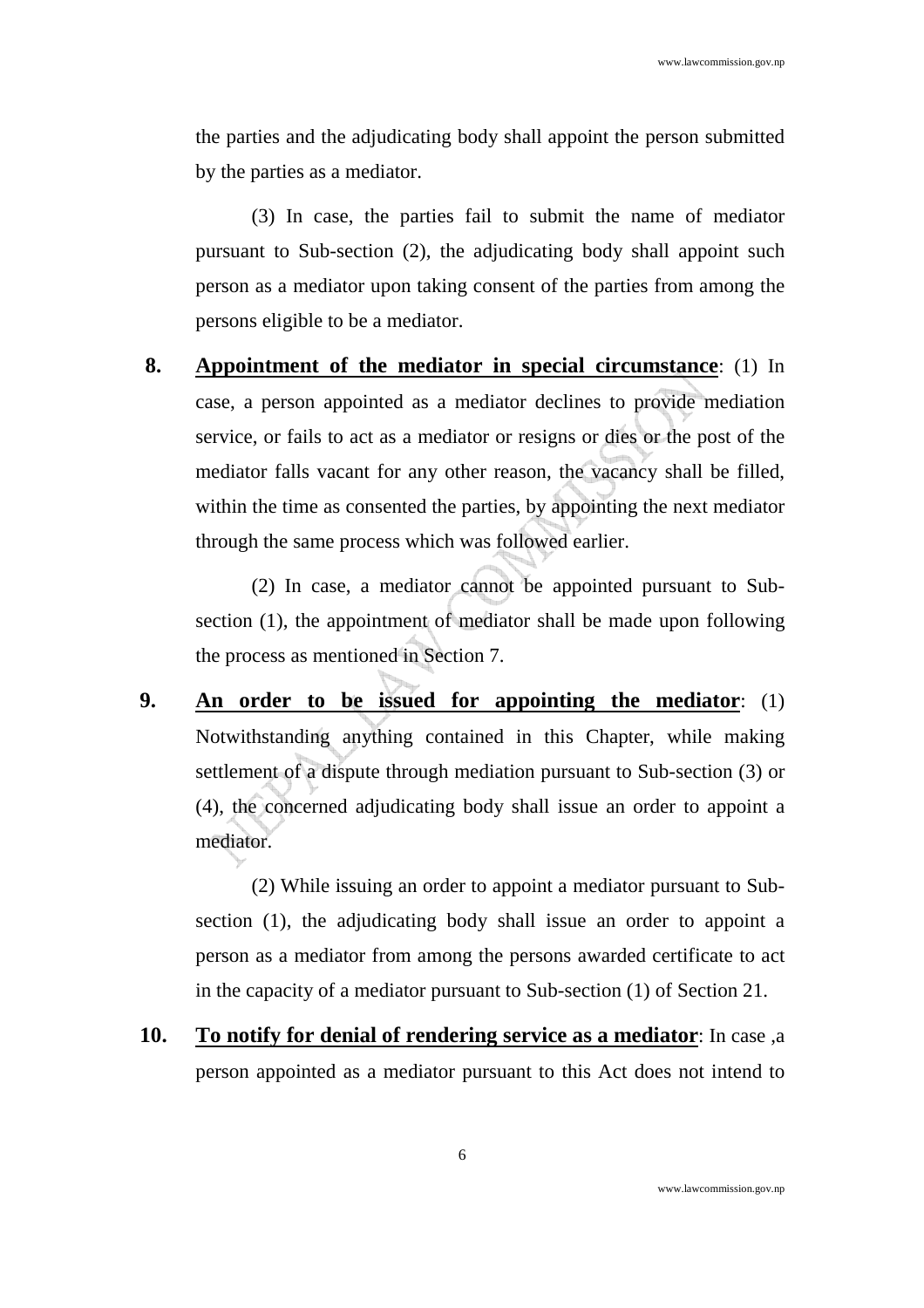the parties and the adjudicating body shall appoint the person submitted by the parties as a mediator.

(3) In case, the parties fail to submit the name of mediator pursuant to Sub-section (2), the adjudicating body shall appoint such person as a mediator upon taking consent of the parties from among the persons eligible to be a mediator.

**8. <u>Appointment of the mediator in special circumstance</u>**: (1) In case, a person appointed as a mediator declines to provide mediation service, or fails to act as a mediator or resigns or dies or the post of the mediator falls vacant for any other reason, the vacancy shall be filled, within the time as consented the parties, by appointing the next mediator through the same process which was followed earlier.

(2) In case, a mediator cannot be appointed pursuant to Sub-section (1), the appointment of mediator shall be made upon following the process as mentioned in Section 7.

**9. <u>An order to be issued for appointing the mediator</u>**: (1) Notwithstanding anything contained in this Chapter, while making settlement of a dispute through mediation pursuant to Sub-section (3) or (4), the concerned adjudicating body shall issue an order to appoint a mediator.

(2) While issuing an order to appoint a mediator pursuant to Sub-section (1), the adjudicating body shall issue an order to appoint a person as a mediator from among the persons awarded certificate to act in the capacity of a mediator pursuant to Sub-section (1) of Section 21.

**10. <u>To notify for denial of rendering service as a mediator</u>**: In case ,a person appointed as a mediator pursuant to this Act does not intend to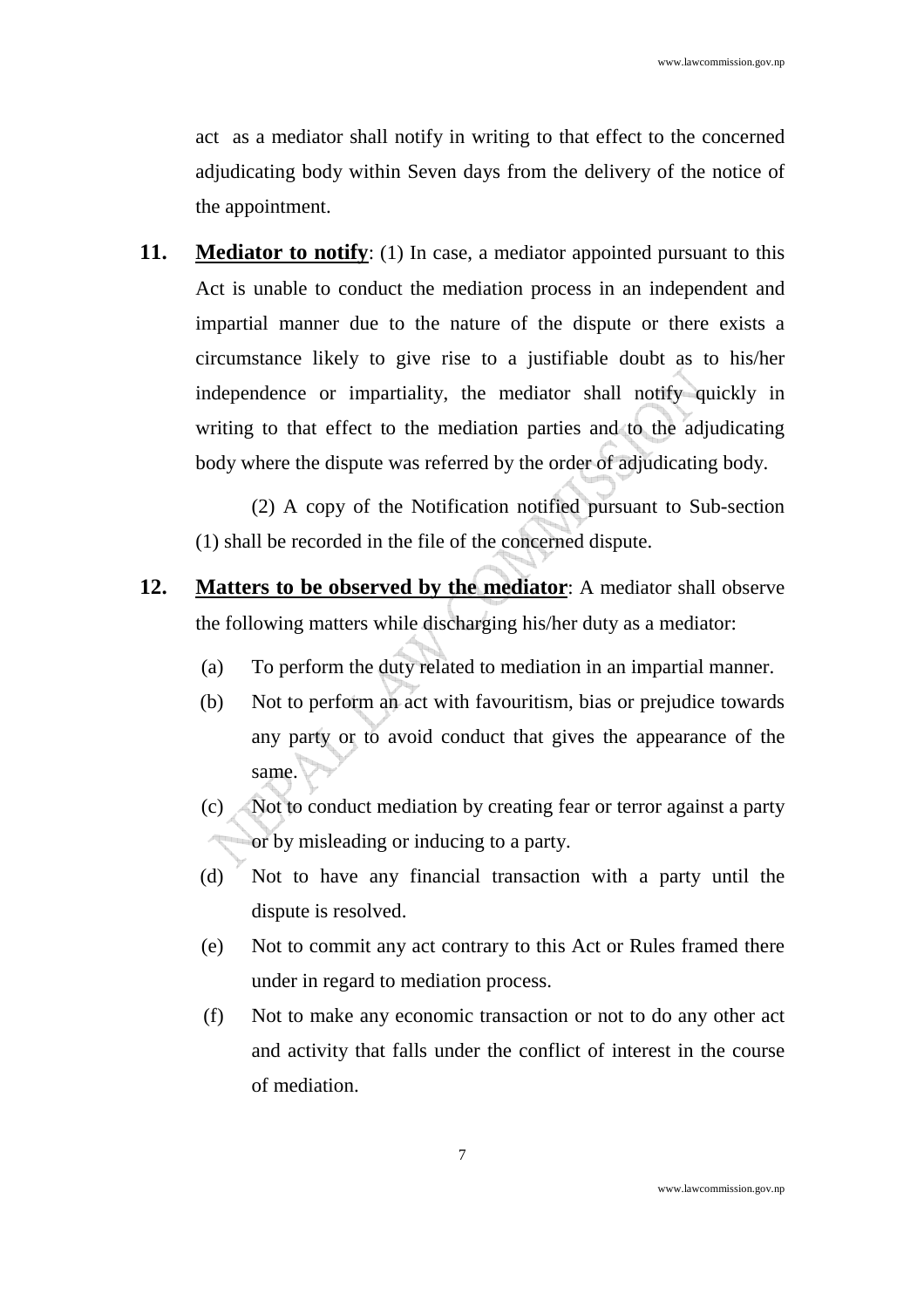act as a mediator shall notify in writing to that effect to the concerned adjudicating body within Seven days from the delivery of the notice of the appointment.

**11.** **Mediator to notify**: (1) In case, a mediator appointed pursuant to this Act is unable to conduct the mediation process in an independent and impartial manner due to the nature of the dispute or there exists a circumstance likely to give rise to a justifiable doubt as to his/her independence or impartiality, the mediator shall notify quickly in writing to that effect to the mediation parties and to the adjudicating body where the dispute was referred by the order of adjudicating body.

(2) A copy of the Notification notified pursuant to Sub-section (1) shall be recorded in the file of the concerned dispute.

**12.** **Matters to be observed by the mediator**: A mediator shall observe the following matters while discharging his/her duty as a mediator:

(a) To perform the duty related to mediation in an impartial manner.

(b) Not to perform an act with favouritism, bias or prejudice towards any party or to avoid conduct that gives the appearance of the same.

(c) Not to conduct mediation by creating fear or terror against a party or by misleading or inducing to a party.

(d) Not to have any financial transaction with a party until the dispute is resolved.

(e) Not to commit any act contrary to this Act or Rules framed there under in regard to mediation process.

(f) Not to make any economic transaction or not to do any other act and activity that falls under the conflict of interest in the course of mediation.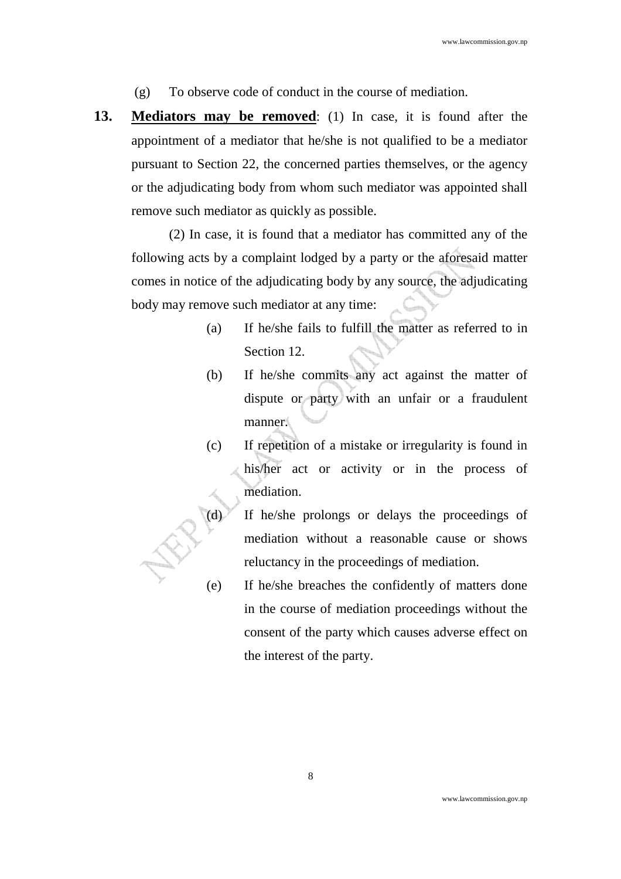(g) To observe code of conduct in the course of mediation.

**13. Mediators may be removed**: (1) In case, it is found after the appointment of a mediator that he/she is not qualified to be a mediator pursuant to Section 22, the concerned parties themselves, or the agency or the adjudicating body from whom such mediator was appointed shall remove such mediator as quickly as possible.

(2) In case, it is found that a mediator has committed any of the following acts by a complaint lodged by a party or the aforesaid matter comes in notice of the adjudicating body by any source, the adjudicating body may remove such mediator at any time:

(a) If he/she fails to fulfill the matter as referred to in Section 12.

(b) If he/she commits any act against the matter of dispute or party with an unfair or a fraudulent manner.

(c) If repetition of a mistake or irregularity is found in his/her act or activity or in the process of mediation.

(d) If he/she prolongs or delays the proceedings of mediation without a reasonable cause or shows reluctancy in the proceedings of mediation.

(e) If he/she breaches the confidently of matters done in the course of mediation proceedings without the consent of the party which causes adverse effect on the interest of the party.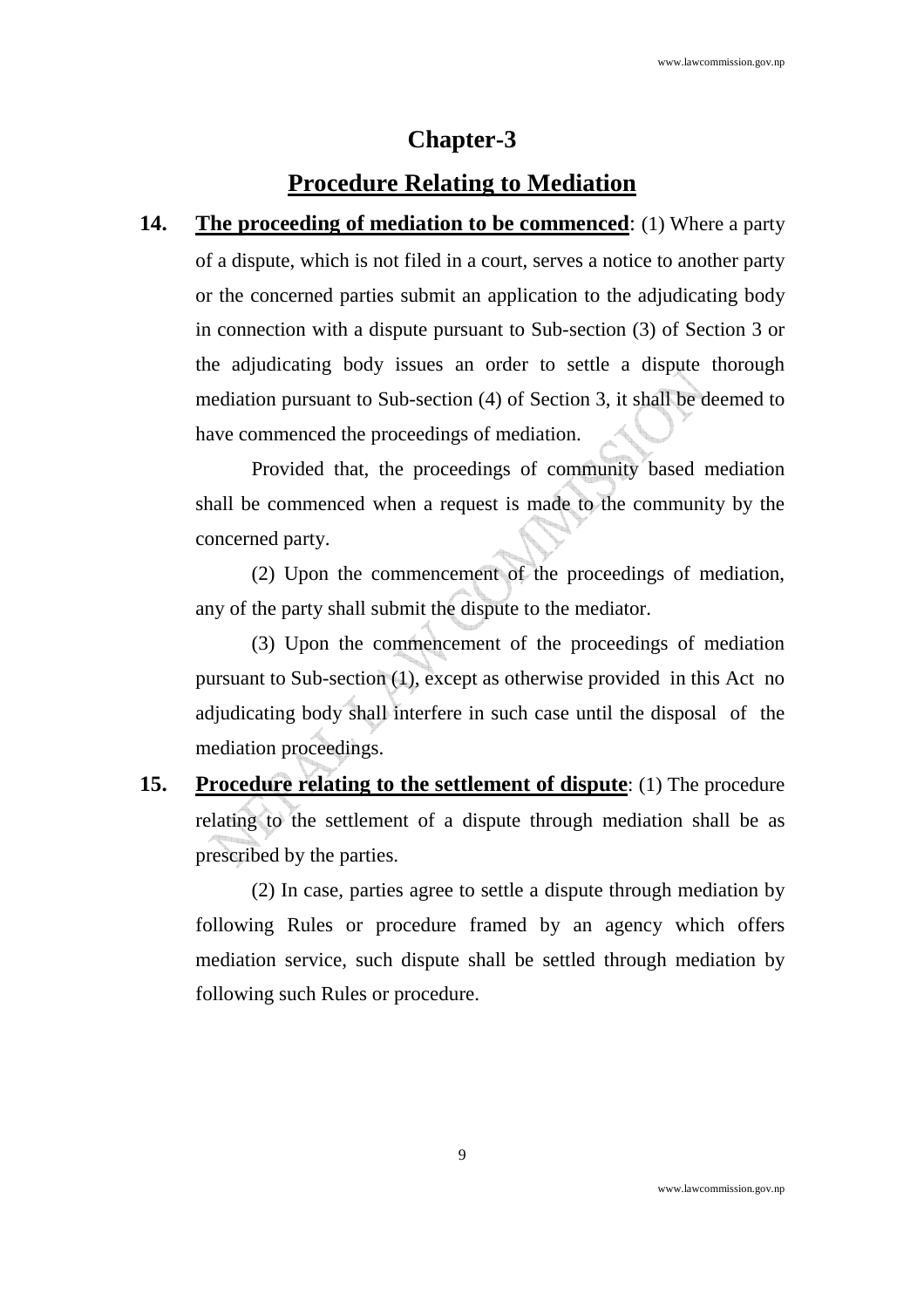# Chapter-3

## Procedure Relating to Mediation

**14. The proceeding of mediation to be commenced**: (1) Where a party of a dispute, which is not filed in a court, serves a notice to another party or the concerned parties submit an application to the adjudicating body in connection with a dispute pursuant to Sub-section (3) of Section 3 or the adjudicating body issues an order to settle a dispute thorough mediation pursuant to Sub-section (4) of Section 3, it shall be deemed to have commenced the proceedings of mediation.

Provided that, the proceedings of community based mediation shall be commenced when a request is made to the community by the concerned party.

(2) Upon the commencement of the proceedings of mediation, any of the party shall submit the dispute to the mediator.

(3) Upon the commencement of the proceedings of mediation pursuant to Sub-section (1), except as otherwise provided in this Act no adjudicating body shall interfere in such case until the disposal of the mediation proceedings.

**15. Procedure relating to the settlement of dispute**: (1) The procedure relating to the settlement of a dispute through mediation shall be as prescribed by the parties.

(2) In case, parties agree to settle a dispute through mediation by following Rules or procedure framed by an agency which offers mediation service, such dispute shall be settled through mediation by following such Rules or procedure.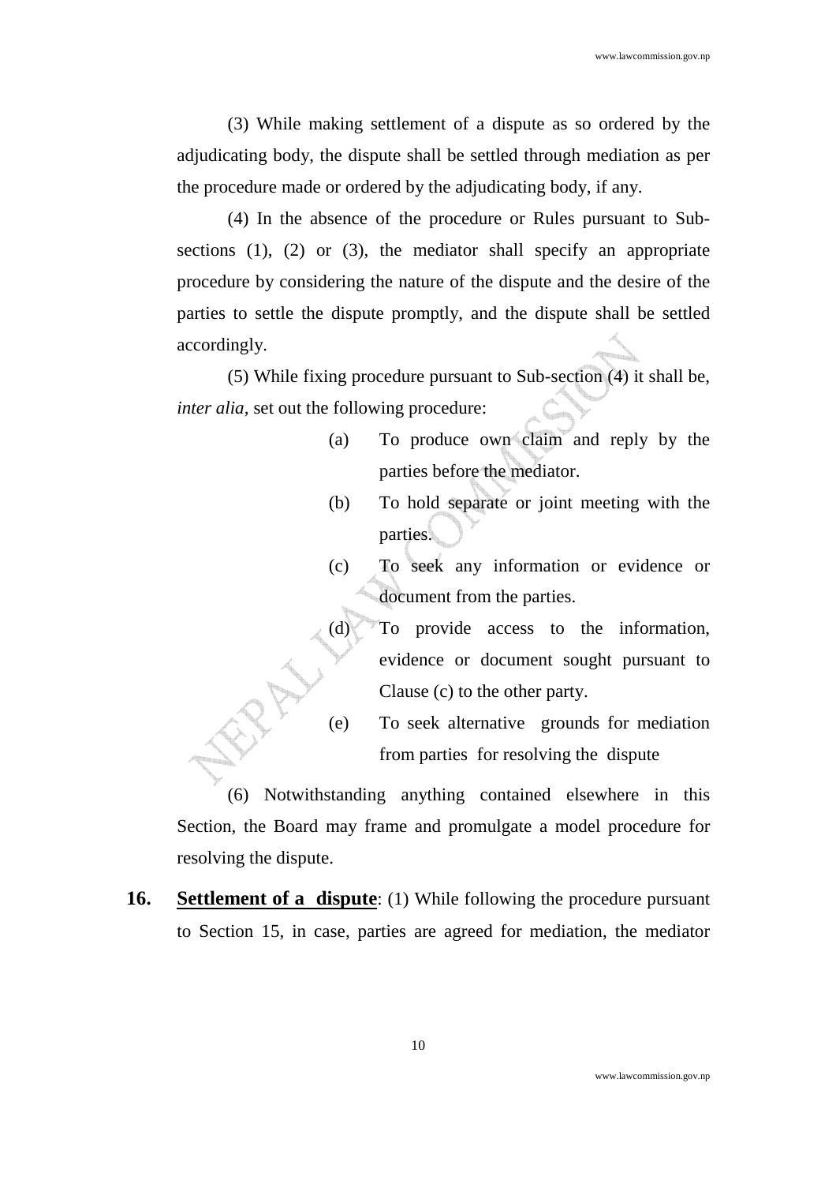(3) While making settlement of a dispute as so ordered by the adjudicating body, the dispute shall be settled through mediation as per the procedure made or ordered by the adjudicating body, if any.

(4) In the absence of the procedure or Rules pursuant to Sub-sections (1), (2) or (3), the mediator shall specify an appropriate procedure by considering the nature of the dispute and the desire of the parties to settle the dispute promptly, and the dispute shall be settled accordingly.

(5) While fixing procedure pursuant to Sub-section (4) it shall be, *inter alia*, set out the following procedure:

(a) To produce own claim and reply by the parties before the mediator.

(b) To hold separate or joint meeting with the parties.

(c) To seek any information or evidence or document from the parties.

(d) To provide access to the information, evidence or document sought pursuant to Clause (c) to the other party.

(e) To seek alternative grounds for mediation from parties for resolving the dispute

(6) Notwithstanding anything contained elsewhere in this Section, the Board may frame and promulgate a model procedure for resolving the dispute.

**16.** **Settlement of a dispute**: (1) While following the procedure pursuant to Section 15, in case, parties are agreed for mediation, the mediator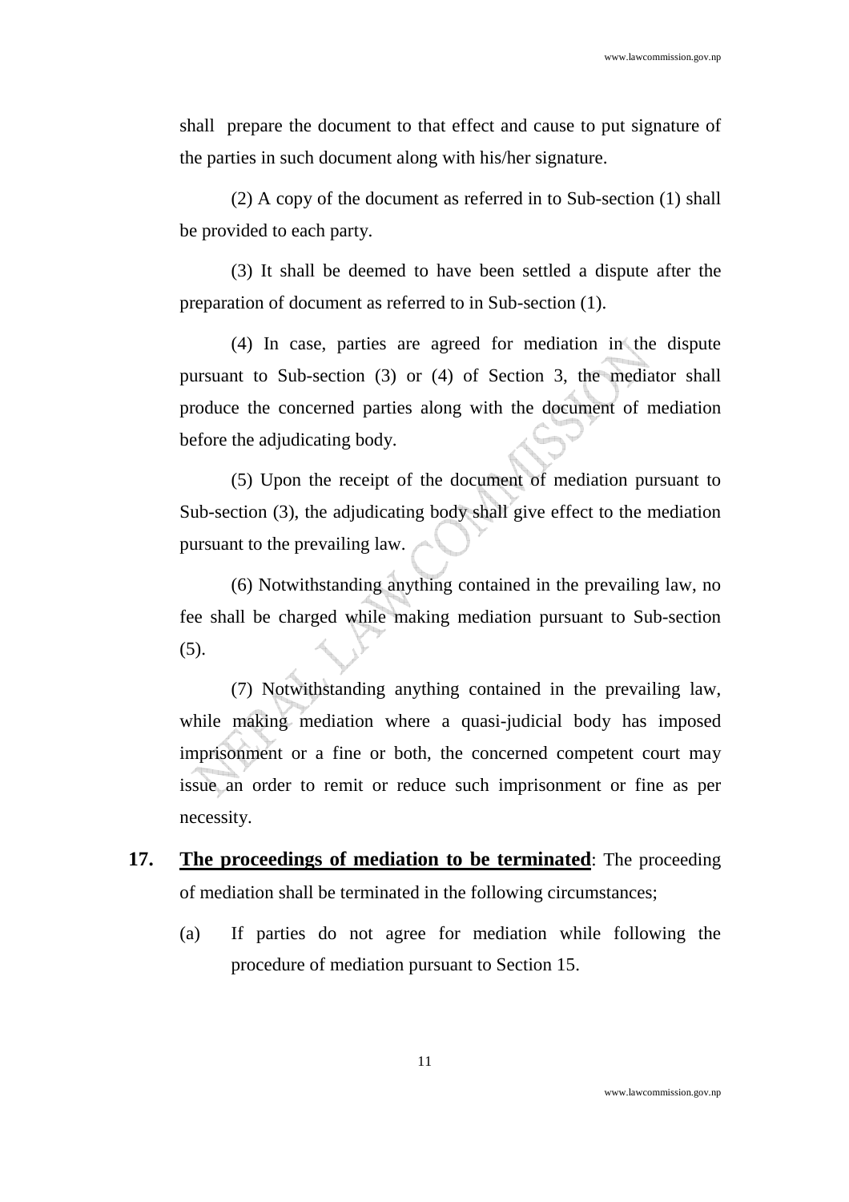shall prepare the document to that effect and cause to put signature of the parties in such document along with his/her signature.

(2) A copy of the document as referred in to Sub-section (1) shall be provided to each party.

(3) It shall be deemed to have been settled a dispute after the preparation of document as referred to in Sub-section (1).

(4) In case, parties are agreed for mediation in the dispute pursuant to Sub-section (3) or (4) of Section 3, the mediator shall produce the concerned parties along with the document of mediation before the adjudicating body.

(5) Upon the receipt of the document of mediation pursuant to Sub-section (3), the adjudicating body shall give effect to the mediation pursuant to the prevailing law.

(6) Notwithstanding anything contained in the prevailing law, no fee shall be charged while making mediation pursuant to Sub-section (5).

(7) Notwithstanding anything contained in the prevailing law, while making mediation where a quasi-judicial body has imposed imprisonment or a fine or both, the concerned competent court may issue an order to remit or reduce such imprisonment or fine as per necessity.

**17. <u>The proceedings of mediation to be terminated</u>**: The proceeding of mediation shall be terminated in the following circumstances;

(a) If parties do not agree for mediation while following the procedure of mediation pursuant to Section 15.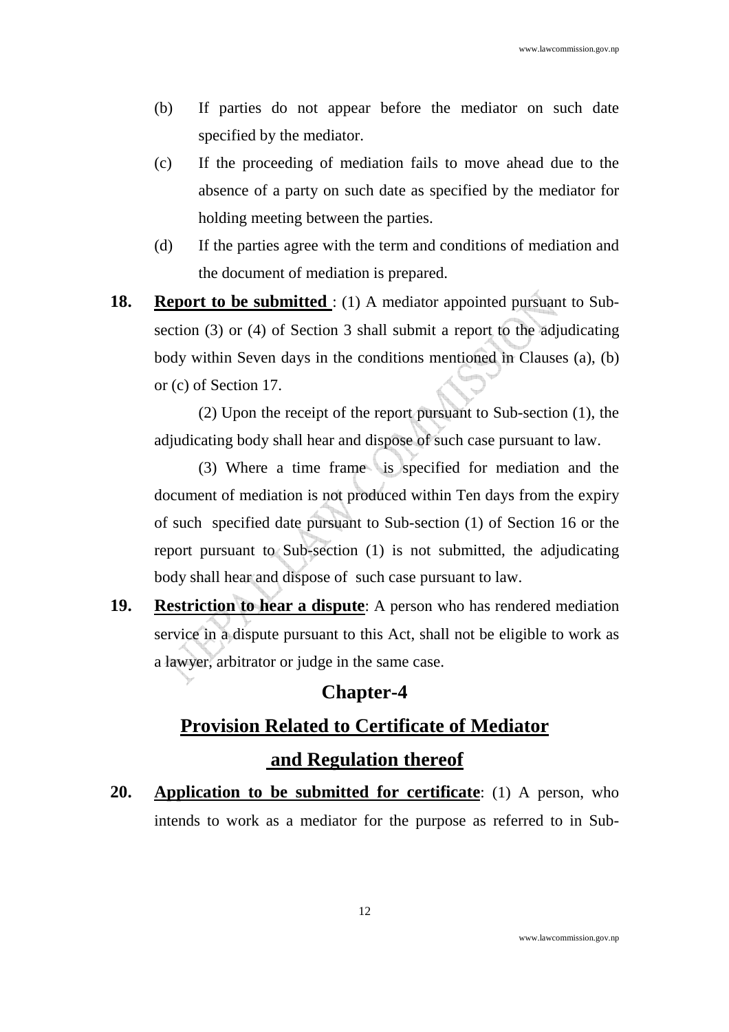(b) If parties do not appear before the mediator on such date specified by the mediator.

(c) If the proceeding of mediation fails to move ahead due to the absence of a party on such date as specified by the mediator for holding meeting between the parties.

(d) If the parties agree with the term and conditions of mediation and the document of mediation is prepared.

**18. <u>Report to be submitted</u>** : (1) A mediator appointed pursuant to Sub-section (3) or (4) of Section 3 shall submit a report to the adjudicating body within Seven days in the conditions mentioned in Clauses (a), (b) or (c) of Section 17.

(2) Upon the receipt of the report pursuant to Sub-section (1), the adjudicating body shall hear and dispose of such case pursuant to law.

(3) Where a time frame is specified for mediation and the document of mediation is not produced within Ten days from the expiry of such specified date pursuant to Sub-section (1) of Section 16 or the report pursuant to Sub-section (1) is not submitted, the adjudicating body shall hear and dispose of such case pursuant to law.

**19. <u>Restriction to hear a dispute</u>**: A person who has rendered mediation service in a dispute pursuant to this Act, shall not be eligible to work as a lawyer, arbitrator or judge in the same case.

## Chapter-4

## <u>Provision Related to Certificate of Mediator and Regulation thereof</u>

**20. <u>Application to be submitted for certificate</u>**: (1) A person, who intends to work as a mediator for the purpose as referred to in Sub-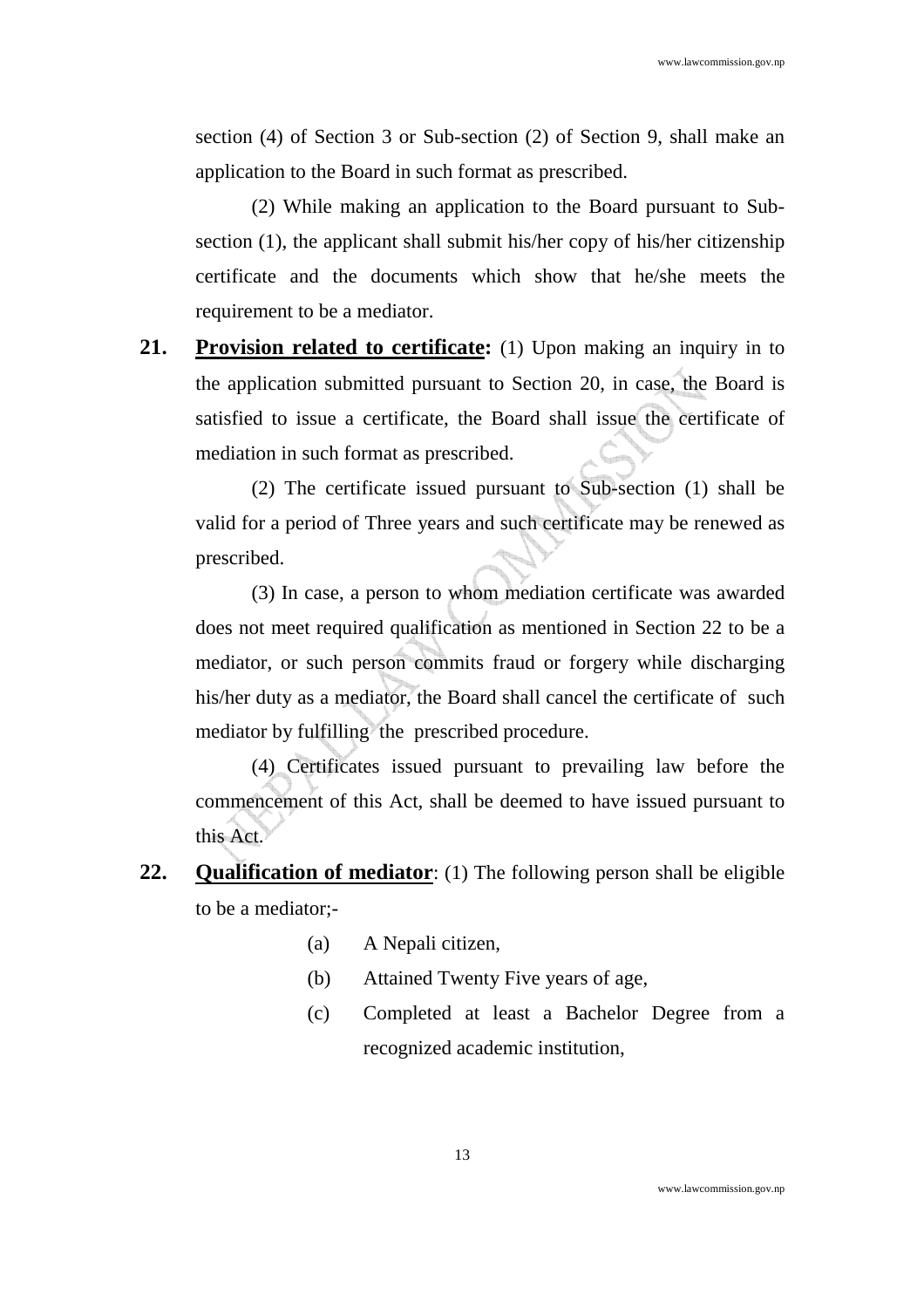section (4) of Section 3 or Sub-section (2) of Section 9, shall make an application to the Board in such format as prescribed.

(2) While making an application to the Board pursuant to Sub-section (1), the applicant shall submit his/her copy of his/her citizenship certificate and the documents which show that he/she meets the requirement to be a mediator.

**21. Provision related to certificate:** (1) Upon making an inquiry in to the application submitted pursuant to Section 20, in case, the Board is satisfied to issue a certificate, the Board shall issue the certificate of mediation in such format as prescribed.

(2) The certificate issued pursuant to Sub-section (1) shall be valid for a period of Three years and such certificate may be renewed as prescribed.

(3) In case, a person to whom mediation certificate was awarded does not meet required qualification as mentioned in Section 22 to be a mediator, or such person commits fraud or forgery while discharging his/her duty as a mediator, the Board shall cancel the certificate of such mediator by fulfilling the prescribed procedure.

(4) Certificates issued pursuant to prevailing law before the commencement of this Act, shall be deemed to have issued pursuant to this Act.

**22. Qualification of mediator**: (1) The following person shall be eligible to be a mediator;-

(a) A Nepali citizen,

(b) Attained Twenty Five years of age,

(c) Completed at least a Bachelor Degree from a recognized academic institution,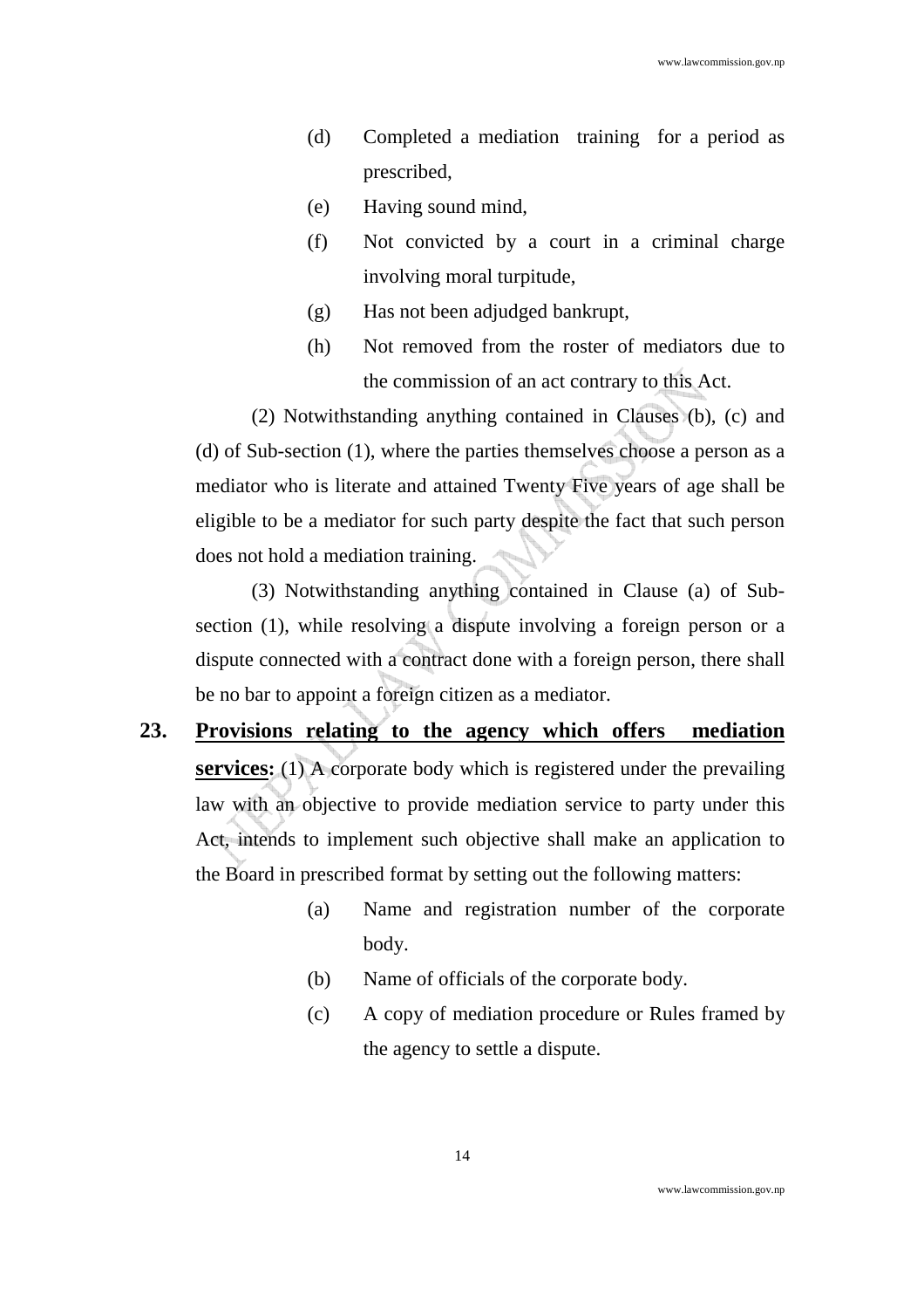(d) Completed a mediation training for a period as prescribed,

(e) Having sound mind,

(f) Not convicted by a court in a criminal charge involving moral turpitude,

(g) Has not been adjudged bankrupt,

(h) Not removed from the roster of mediators due to the commission of an act contrary to this Act.

(2) Notwithstanding anything contained in Clauses (b), (c) and (d) of Sub-section (1), where the parties themselves choose a person as a mediator who is literate and attained Twenty Five years of age shall be eligible to be a mediator for such party despite the fact that such person does not hold a mediation training.

(3) Notwithstanding anything contained in Clause (a) of Sub-section (1), while resolving a dispute involving a foreign person or a dispute connected with a contract done with a foreign person, there shall be no bar to appoint a foreign citizen as a mediator.

**23. Provisions relating to the agency which offers mediation services:** (1) A corporate body which is registered under the prevailing law with an objective to provide mediation service to party under this Act, intends to implement such objective shall make an application to the Board in prescribed format by setting out the following matters:

(a) Name and registration number of the corporate body.

(b) Name of officials of the corporate body.

(c) A copy of mediation procedure or Rules framed by the agency to settle a dispute.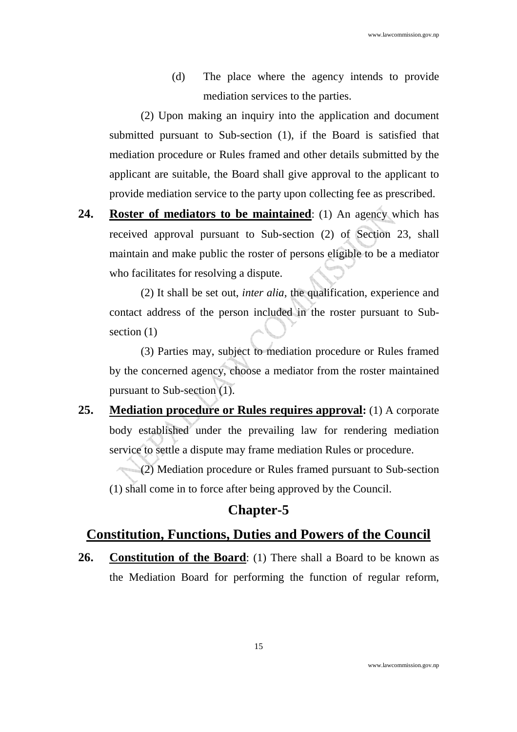(d) The place where the agency intends to provide mediation services to the parties.

(2) Upon making an inquiry into the application and document submitted pursuant to Sub-section (1), if the Board is satisfied that mediation procedure or Rules framed and other details submitted by the applicant are suitable, the Board shall give approval to the applicant to provide mediation service to the party upon collecting fee as prescribed.

**24. <u>Roster of mediators to be maintained</u>**: (1) An agency which has received approval pursuant to Sub-section (2) of Section 23, shall maintain and make public the roster of persons eligible to be a mediator who facilitates for resolving a dispute.

(2) It shall be set out, *inter alia*, the qualification, experience and contact address of the person included in the roster pursuant to Sub-section (1)

(3) Parties may, subject to mediation procedure or Rules framed by the concerned agency, choose a mediator from the roster maintained pursuant to Sub-section (1).

**25. <u>Mediation procedure or Rules requires approval</u>:** (1) A corporate body established under the prevailing law for rendering mediation service to settle a dispute may frame mediation Rules or procedure.

(2) Mediation procedure or Rules framed pursuant to Sub-section (1) shall come in to force after being approved by the Council.

## Chapter-5

## <u>Constitution, Functions, Duties and Powers of the Council</u>

**26. <u>Constitution of the Board</u>**: (1) There shall a Board to be known as the Mediation Board for performing the function of regular reform,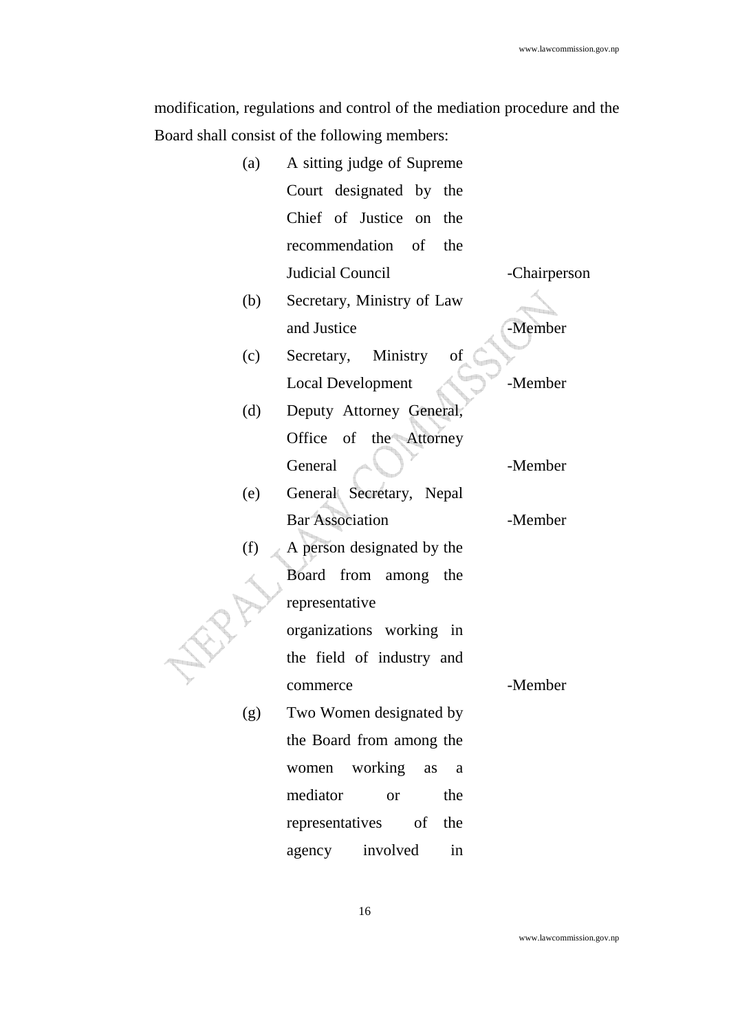modification, regulations and control of the mediation procedure and the Board shall consist of the following members:

(a) A sitting judge of Supreme Court designated by the Chief of Justice on the recommendation of the Judicial Council -Chairperson

(b) Secretary, Ministry of Law and Justice -Member

(c) Secretary, Ministry of Local Development -Member

(d) Deputy Attorney General, Office of the Attorney General -Member

(e) General Secretary, Nepal Bar Association -Member

(f) A person designated by the Board from among the representative organizations working in the field of industry and commerce -Member

(g) Two Women designated by the Board from among the women working as a mediator or the representatives of the agency involved in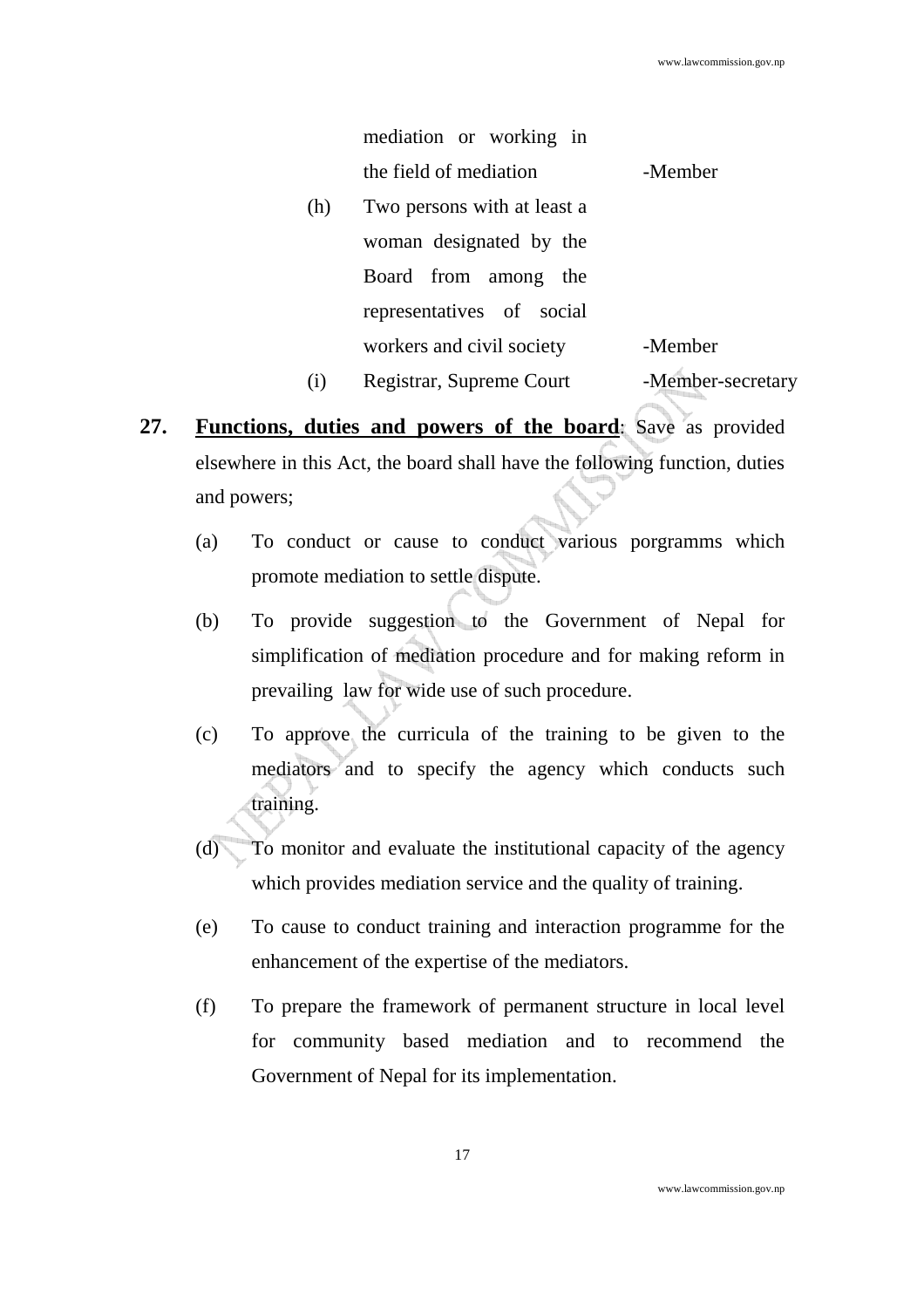mediation or working in the field of mediation -Member

(h) Two persons with at least a woman designated by the Board from among the representatives of social workers and civil society -Member

(i) Registrar, Supreme Court -Member-secretary

**27. Functions, duties and powers of the board**: Save as provided elsewhere in this Act, the board shall have the following function, duties and powers;

(a) To conduct or cause to conduct various porgramms which promote mediation to settle dispute.

(b) To provide suggestion to the Government of Nepal for simplification of mediation procedure and for making reform in prevailing law for wide use of such procedure.

(c) To approve the curricula of the training to be given to the mediators and to specify the agency which conducts such training.

(d) To monitor and evaluate the institutional capacity of the agency which provides mediation service and the quality of training.

(e) To cause to conduct training and interaction programme for the enhancement of the expertise of the mediators.

(f) To prepare the framework of permanent structure in local level for community based mediation and to recommend the Government of Nepal for its implementation.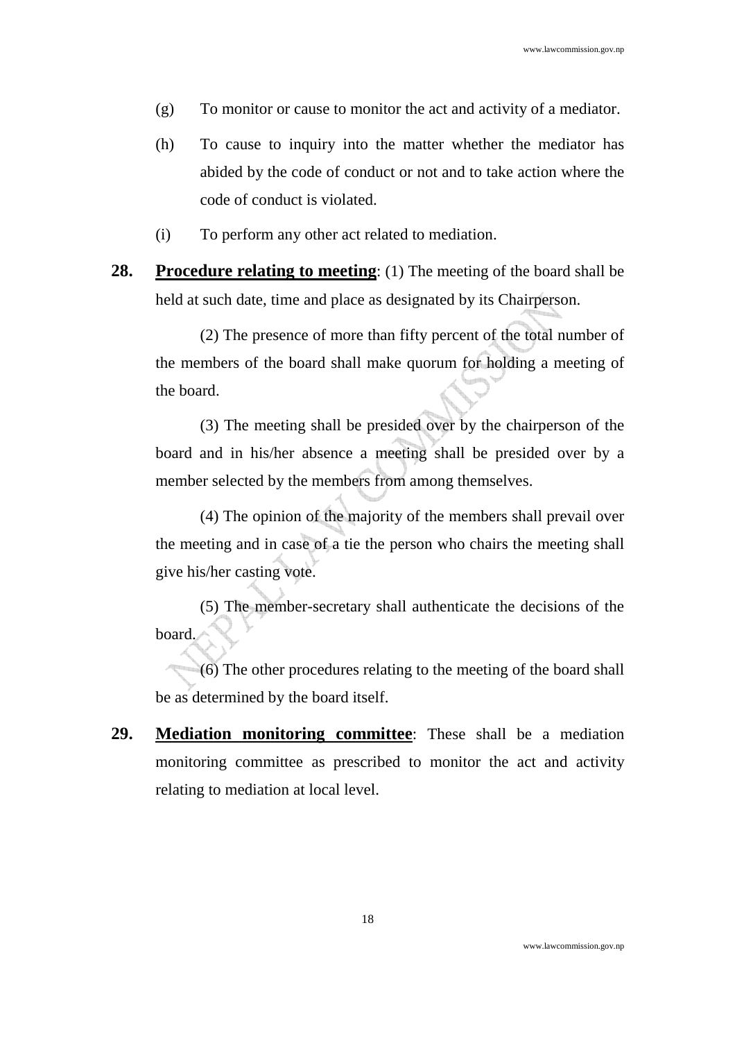(g) To monitor or cause to monitor the act and activity of a mediator.

(h) To cause to inquiry into the matter whether the mediator has abided by the code of conduct or not and to take action where the code of conduct is violated.

(i) To perform any other act related to mediation.

**28. Procedure relating to meeting**: (1) The meeting of the board shall be held at such date, time and place as designated by its Chairperson.

(2) The presence of more than fifty percent of the total number of the members of the board shall make quorum for holding a meeting of the board.

(3) The meeting shall be presided over by the chairperson of the board and in his/her absence a meeting shall be presided over by a member selected by the members from among themselves.

(4) The opinion of the majority of the members shall prevail over the meeting and in case of a tie the person who chairs the meeting shall give his/her casting vote.

(5) The member-secretary shall authenticate the decisions of the board.

(6) The other procedures relating to the meeting of the board shall be as determined by the board itself.

**29. Mediation monitoring committee**: These shall be a mediation monitoring committee as prescribed to monitor the act and activity relating to mediation at local level.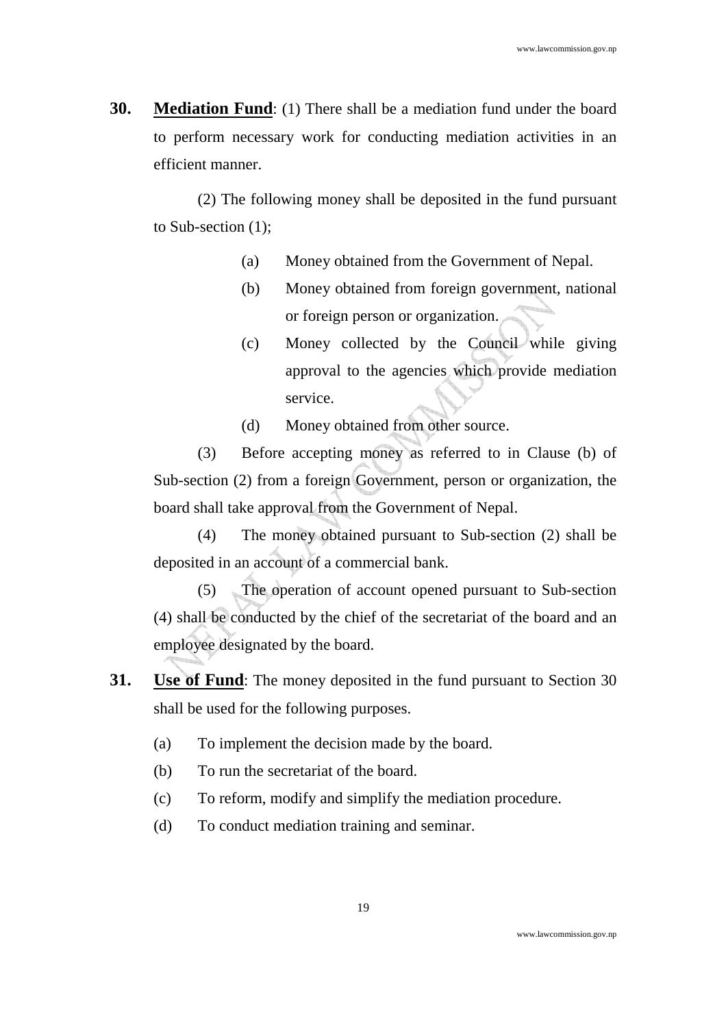**30. Mediation Fund**: (1) There shall be a mediation fund under the board to perform necessary work for conducting mediation activities in an efficient manner.

(2) The following money shall be deposited in the fund pursuant to Sub-section (1);

(a) Money obtained from the Government of Nepal.

(b) Money obtained from foreign government, national or foreign person or organization.

(c) Money collected by the Council while giving approval to the agencies which provide mediation service.

(d) Money obtained from other source.

(3) Before accepting money as referred to in Clause (b) of Sub-section (2) from a foreign Government, person or organization, the board shall take approval from the Government of Nepal.

(4) The money obtained pursuant to Sub-section (2) shall be deposited in an account of a commercial bank.

(5) The operation of account opened pursuant to Sub-section (4) shall be conducted by the chief of the secretariat of the board and an employee designated by the board.

**31. Use of Fund**: The money deposited in the fund pursuant to Section 30 shall be used for the following purposes.

(a) To implement the decision made by the board.

(b) To run the secretariat of the board.

(c) To reform, modify and simplify the mediation procedure.

(d) To conduct mediation training and seminar.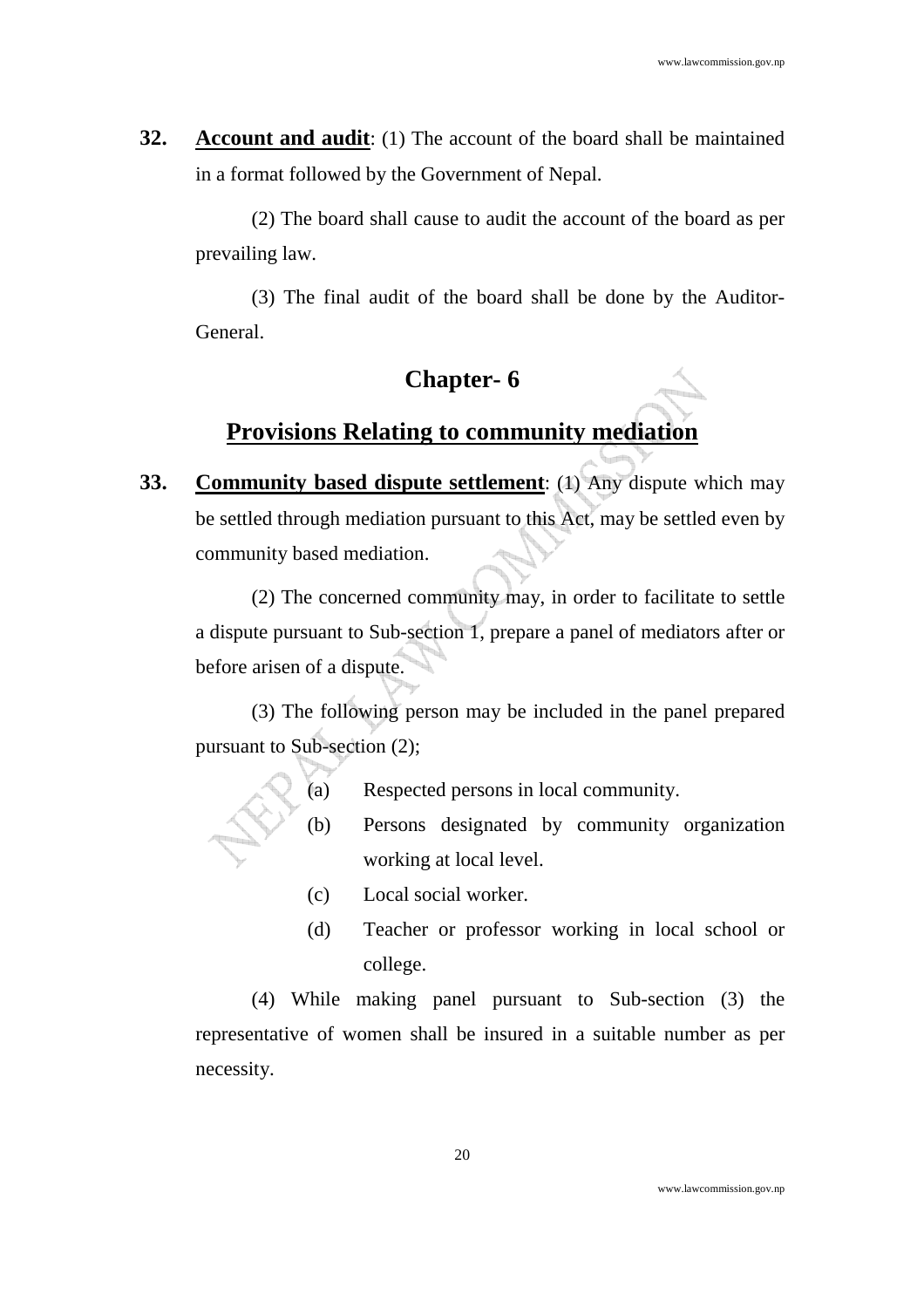**32. Account and audit**: (1) The account of the board shall be maintained in a format followed by the Government of Nepal.

(2) The board shall cause to audit the account of the board as per prevailing law.

(3) The final audit of the board shall be done by the Auditor-General.

## Chapter- 6

## Provisions Relating to community mediation

**33. Community based dispute settlement**: (1) Any dispute which may be settled through mediation pursuant to this Act, may be settled even by community based mediation.

(2) The concerned community may, in order to facilitate to settle a dispute pursuant to Sub-section 1, prepare a panel of mediators after or before arisen of a dispute.

(3) The following person may be included in the panel prepared pursuant to Sub-section (2);

(a) Respected persons in local community.

(b) Persons designated by community organization working at local level.

(c) Local social worker.

(d) Teacher or professor working in local school or college.

(4) While making panel pursuant to Sub-section (3) the representative of women shall be insured in a suitable number as per necessity.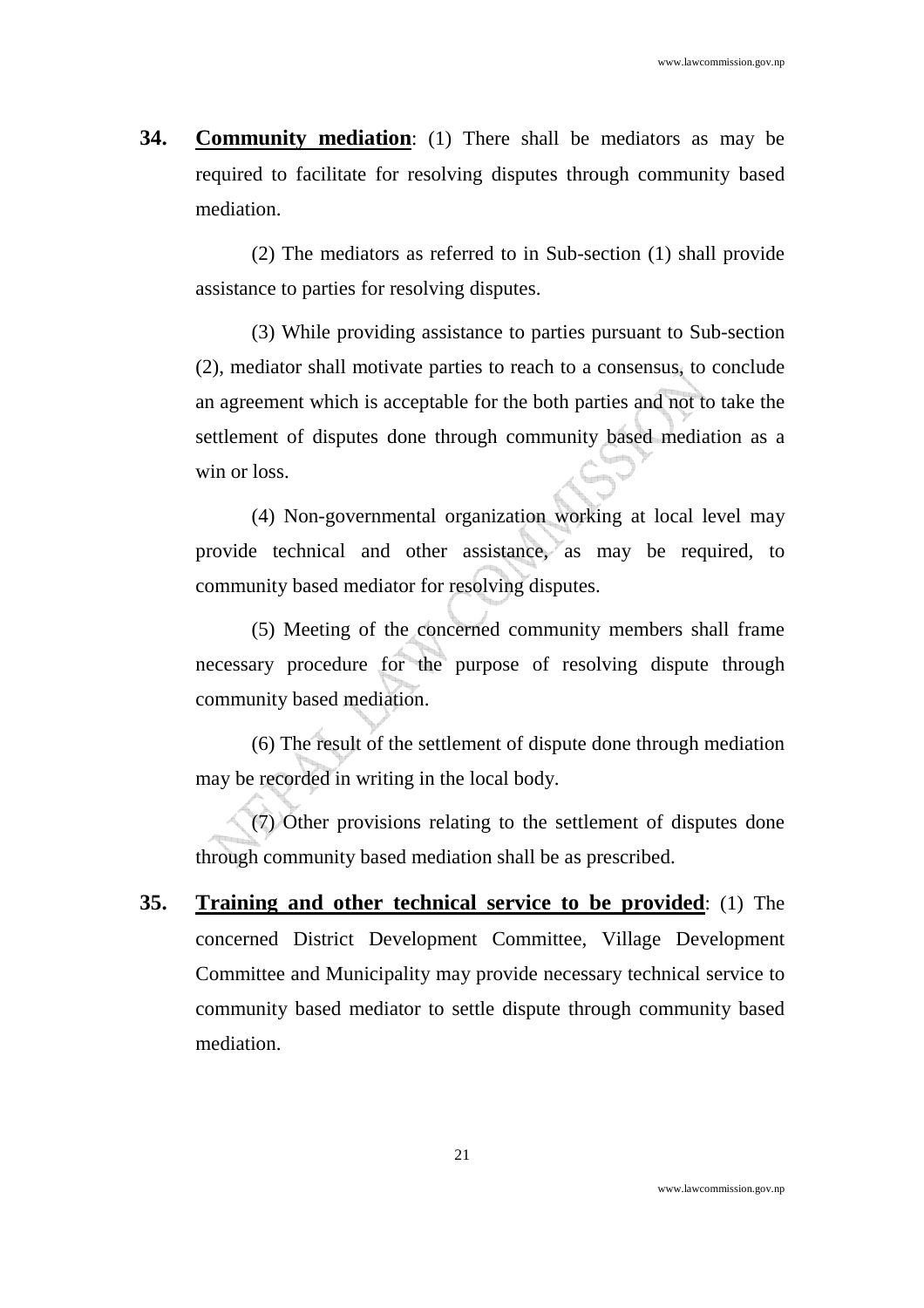**34. <u>Community mediation</u>**: (1) There shall be mediators as may be required to facilitate for resolving disputes through community based mediation.

(2) The mediators as referred to in Sub-section (1) shall provide assistance to parties for resolving disputes.

(3) While providing assistance to parties pursuant to Sub-section (2), mediator shall motivate parties to reach to a consensus, to conclude an agreement which is acceptable for the both parties and not to take the settlement of disputes done through community based mediation as a win or loss.

(4) Non-governmental organization working at local level may provide technical and other assistance, as may be required, to community based mediator for resolving disputes.

(5) Meeting of the concerned community members shall frame necessary procedure for the purpose of resolving dispute through community based mediation.

(6) The result of the settlement of dispute done through mediation may be recorded in writing in the local body.

(7) Other provisions relating to the settlement of disputes done through community based mediation shall be as prescribed.

**35. <u>Training and other technical service to be provided</u>**: (1) The concerned District Development Committee, Village Development Committee and Municipality may provide necessary technical service to community based mediator to settle dispute through community based mediation.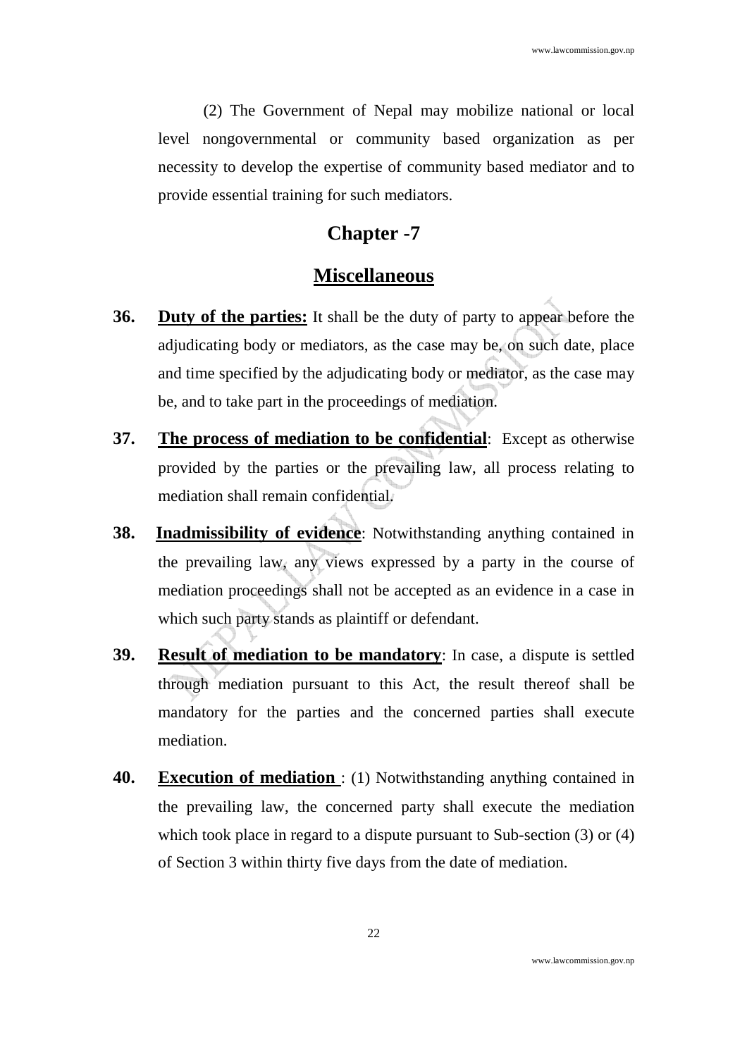(2) The Government of Nepal may mobilize national or local level nongovernmental or community based organization as per necessity to develop the expertise of community based mediator and to provide essential training for such mediators.

## Chapter -7

## Miscellaneous

**36. Duty of the parties:** It shall be the duty of party to appear before the adjudicating body or mediators, as the case may be, on such date, place and time specified by the adjudicating body or mediator, as the case may be, and to take part in the proceedings of mediation.

**37. The process of mediation to be confidential**: Except as otherwise provided by the parties or the prevailing law, all process relating to mediation shall remain confidential.

**38. Inadmissibility of evidence**: Notwithstanding anything contained in the prevailing law, any views expressed by a party in the course of mediation proceedings shall not be accepted as an evidence in a case in which such party stands as plaintiff or defendant.

**39. Result of mediation to be mandatory**: In case, a dispute is settled through mediation pursuant to this Act, the result thereof shall be mandatory for the parties and the concerned parties shall execute mediation.

**40. Execution of mediation** : (1) Notwithstanding anything contained in the prevailing law, the concerned party shall execute the mediation which took place in regard to a dispute pursuant to Sub-section (3) or (4) of Section 3 within thirty five days from the date of mediation.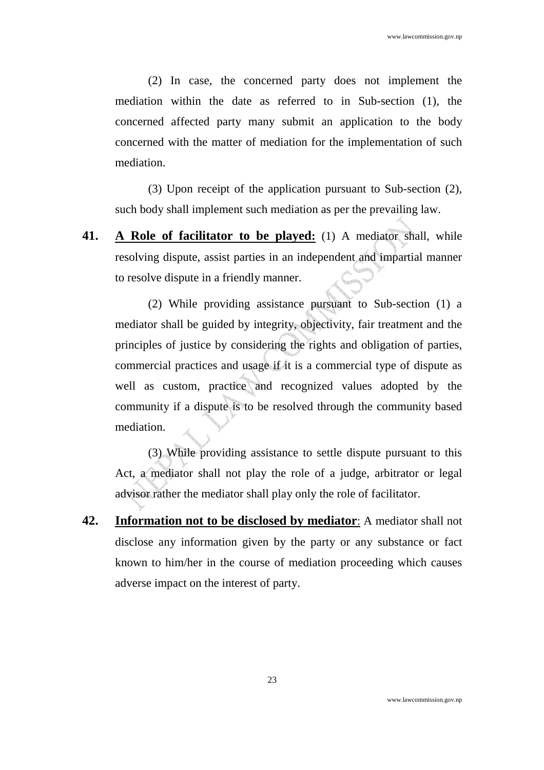(2) In case, the concerned party does not implement the mediation within the date as referred to in Sub-section (1), the concerned affected party many submit an application to the body concerned with the matter of mediation for the implementation of such mediation.

(3) Upon receipt of the application pursuant to Sub-section (2), such body shall implement such mediation as per the prevailing law.

**41. A Role of facilitator to be played:** (1) A mediator shall, while resolving dispute, assist parties in an independent and impartial manner to resolve dispute in a friendly manner.

(2) While providing assistance pursuant to Sub-section (1) a mediator shall be guided by integrity, objectivity, fair treatment and the principles of justice by considering the rights and obligation of parties, commercial practices and usage if it is a commercial type of dispute as well as custom, practice and recognized values adopted by the community if a dispute is to be resolved through the community based mediation.

(3) While providing assistance to settle dispute pursuant to this Act, a mediator shall not play the role of a judge, arbitrator or legal advisor rather the mediator shall play only the role of facilitator.

**42. Information not to be disclosed by mediator**: A mediator shall not disclose any information given by the party or any substance or fact known to him/her in the course of mediation proceeding which causes adverse impact on the interest of party.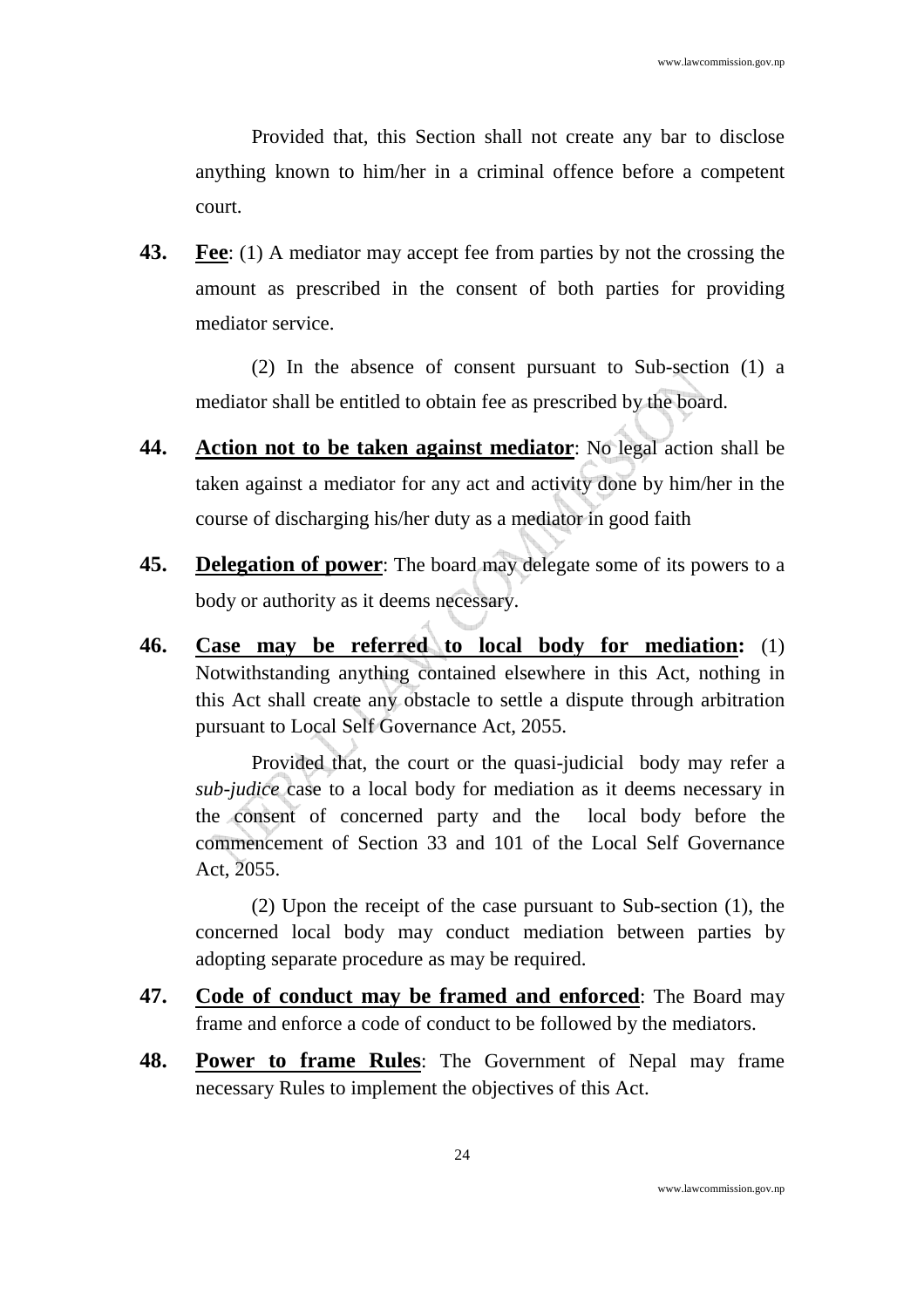Provided that, this Section shall not create any bar to disclose anything known to him/her in a criminal offence before a competent court.

**43.** **Fee**: (1) A mediator may accept fee from parties by not the crossing the amount as prescribed in the consent of both parties for providing mediator service.

(2) In the absence of consent pursuant to Sub-section (1) a mediator shall be entitled to obtain fee as prescribed by the board.

**44.** **Action not to be taken against mediator**: No legal action shall be taken against a mediator for any act and activity done by him/her in the course of discharging his/her duty as a mediator in good faith

**45.** **Delegation of power**: The board may delegate some of its powers to a body or authority as it deems necessary.

**46.** **Case may be referred to local body for mediation:** (1) Notwithstanding anything contained elsewhere in this Act, nothing in this Act shall create any obstacle to settle a dispute through arbitration pursuant to Local Self Governance Act, 2055.

Provided that, the court or the quasi-judicial body may refer a *sub-judice* case to a local body for mediation as it deems necessary in the consent of concerned party and the local body before the commencement of Section 33 and 101 of the Local Self Governance Act, 2055.

(2) Upon the receipt of the case pursuant to Sub-section (1), the concerned local body may conduct mediation between parties by adopting separate procedure as may be required.

**47.** **Code of conduct may be framed and enforced**: The Board may frame and enforce a code of conduct to be followed by the mediators.

**48.** **Power to frame Rules**: The Government of Nepal may frame necessary Rules to implement the objectives of this Act.